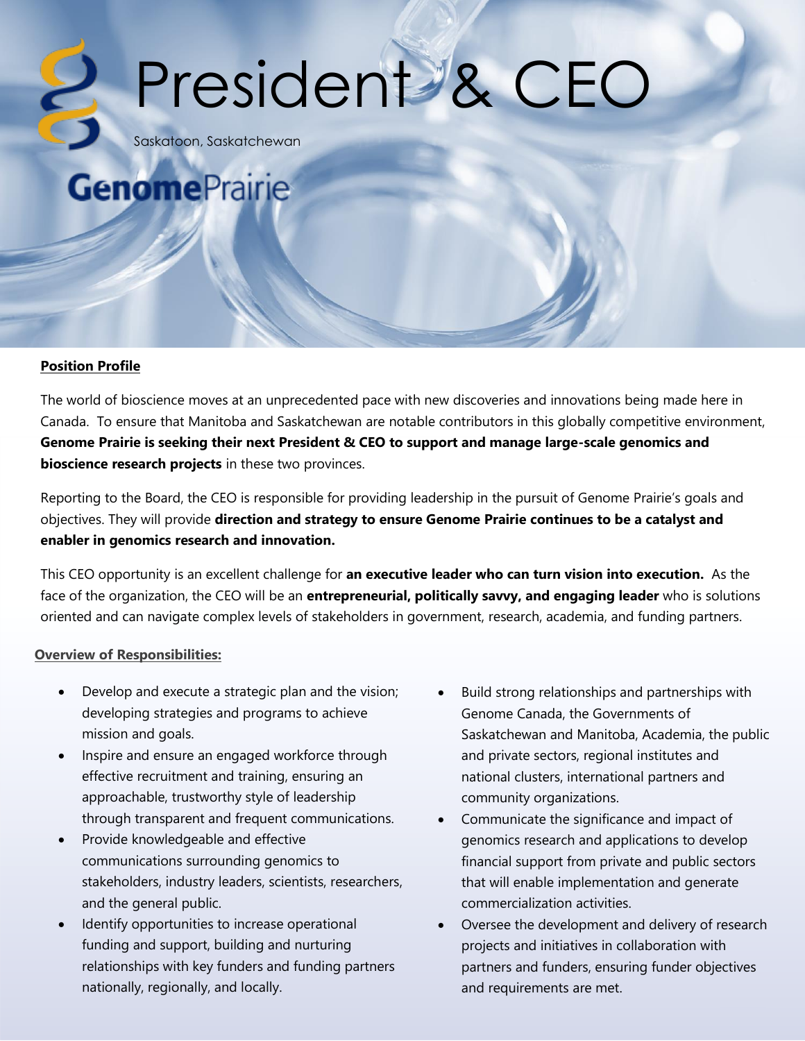# President & CEO

Saskatoon, Saskatchewan

**Genome**Prairie

**Position Profile**

The world of bioscience moves at an unprecedented pace with new discoveries and innovations being made here in Canada. To ensure that Manitoba and Saskatchewan are notable contributors in this globally competitive environment, **Genome Prairie is seeking their next President & CEO to support and manage large-scale genomics and bioscience research projects** in these two provinces.

Reporting to the Board, the CEO is responsible for providing leadership in the pursuit of Genome Prairie's goals and objectives. They will provide **direction and strategy to ensure Genome Prairie continues to be a catalyst and enabler in genomics research and innovation.**

This CEO opportunity is an excellent challenge for **an executive leader who can turn vision into execution.** As the face of the organization, the CEO will be an **entrepreneurial, politically savvy, and engaging leader** who is solutions oriented and can navigate complex levels of stakeholders in government, research, academia, and funding partners.

**Overview of Responsibilities:**

- Develop and execute a strategic plan and the vision; developing strategies and programs to achieve mission and goals.
- Inspire and ensure an engaged workforce through effective recruitment and training, ensuring an approachable, trustworthy style of leadership through transparent and frequent communications.
- Provide knowledgeable and effective communications surrounding genomics to stakeholders, industry leaders, scientists, researchers, and the general public.
- Identify opportunities to increase operational funding and support, building and nurturing relationships with key funders and funding partners nationally, regionally, and locally.
- Build strong relationships and partnerships with Genome Canada, the Governments of Saskatchewan and Manitoba, Academia, the public and private sectors, regional institutes and national clusters, international partners and community organizations.
- Communicate the significance and impact of genomics research and applications to develop financial support from private and public sectors that will enable implementation and generate commercialization activities.
- Oversee the development and delivery of research projects and initiatives in collaboration with partners and funders, ensuring funder objectives and requirements are met.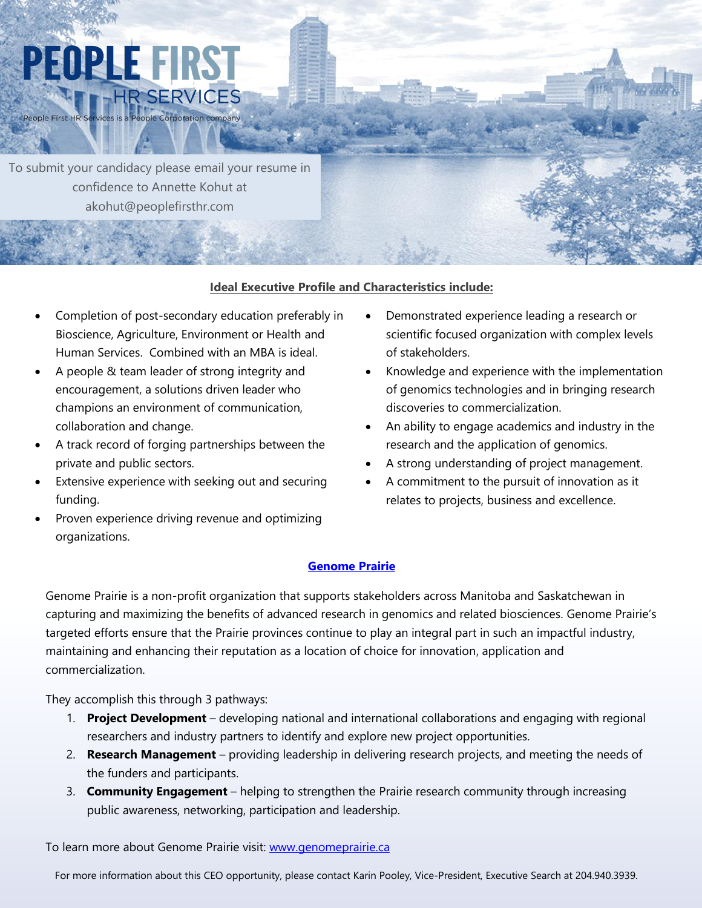# PEOPLE FIRST HR SERVICES

People First HR Services is a People Corporation company

To submit your candidacy please email your resume in confidence to Annette Kohut at akohut@peoplefirsthr.com

**Ideal Executive Profile and Characteristics include:**

- Completion of post-secondary education preferably in Bioscience, Agriculture, Environment or Health and Human Services. Combined with an MBA is ideal.
- A people & team leader of strong integrity and encouragement, a solutions driven leader who champions an environment of communication, collaboration and change.
- A track record of forging partnerships between the private and public sectors.
- Extensive experience with seeking out and securing funding.
- Proven experience driving revenue and optimizing organizations.
- Demonstrated experience leading a research or scientific focused organization with complex levels of stakeholders.
- Knowledge and experience with the implementation of genomics technologies and in bringing research discoveries to commercialization.
- An ability to engage academics and industry in the research and the application of genomics.
- A strong understanding of project management.
- A commitment to the pursuit of innovation as it relates to projects, business and excellence.

**Genome Prairie**

Genome Prairie is a non-profit organization that supports stakeholders across Manitoba and Saskatchewan in capturing and maximizing the benefits of advanced research in genomics and related biosciences. Genome Prairie's targeted efforts ensure that the Prairie provinces continue to play an integral part in such an impactful industry, maintaining and enhancing their reputation as a location of choice for innovation, application and commercialization.

They accomplish this through 3 pathways:

1. **Project Development** – developing national and international collaborations and engaging with regional researchers and industry partners to identify and explore new project opportunities.
2. **Research Management** – providing leadership in delivering research projects, and meeting the needs of the funders and participants.
3. **Community Engagement** – helping to strengthen the Prairie research community through increasing public awareness, networking, participation and leadership.

To learn more about Genome Prairie visit: www.genomeprairie.ca

For more information about this CEO opportunity, please contact Karin Pooley, Vice-President, Executive Search at 204.940.3939.